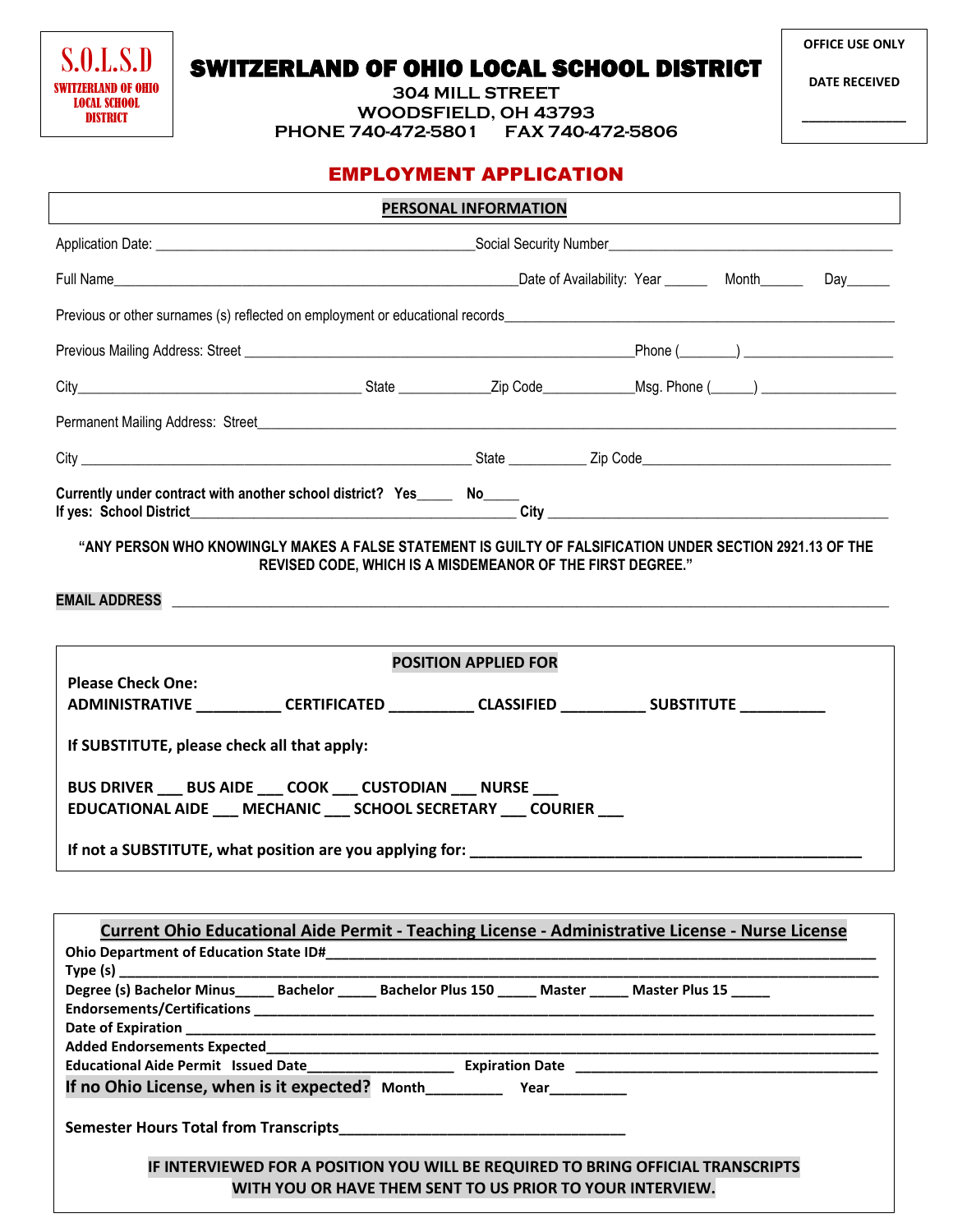S.O.L.S.D
SWITZERLAND OF OHIO LOCAL SCHOOL DISTRICT

# SWITZERLAND OF OHIO LOCAL SCHOOL DISTRICT

304 MILL STREET
WOODSFIELD, OH 43793
PHONE 740-472-5801 FAX 740-472-5806

OFFICE USE ONLY

DATE RECEIVED

____________

## EMPLOYMENT APPLICATION

### PERSONAL INFORMATION

Application Date: ________________________________________ Social Security Number________________________________________

Full Name________________________________________________________ Date of Availability: Year ______ Month______ Day______

Previous or other surnames (s) reflected on employment or educational records________________________________________________

Previous Mailing Address: Street ____________________________________________________ Phone (________) ____________________

City________________________________________ State ____________ Zip Code____________ Msg. Phone (______) ____________________

Permanent Mailing Address: Street________________________________________________________________________________________

City ______________________________________________________ State __________ Zip Code____________________________________

**Currently under contract with another school district? Yes_____ No_____**
**If yes: School District_____________________________________________ City ______________________________________________**

**"ANY PERSON WHO KNOWINGLY MAKES A FALSE STATEMENT IS GUILTY OF FALSIFICATION UNDER SECTION 2921.13 OF THE REVISED CODE, WHICH IS A MISDEMEANOR OF THE FIRST DEGREE."**

**EMAIL ADDRESS** ____________________________________________________________________________________________________

### POSITION APPLIED FOR

**Please Check One:**
**ADMINISTRATIVE __________ CERTIFICATED __________ CLASSIFIED __________ SUBSTITUTE __________**

**If SUBSTITUTE, please check all that apply:**

**BUS DRIVER ___ BUS AIDE ___ COOK ___ CUSTODIAN ___ NURSE ___**
**EDUCATIONAL AIDE ___ MECHANIC ___ SCHOOL SECRETARY ___ COURIER ___**

**If not a SUBSTITUTE, what position are you applying for: _______________________________________________**

### Current Ohio Educational Aide Permit - Teaching License - Administrative License - Nurse License

**Ohio Department of Education State ID#**_______________________________________________________________________
**Type (s)** ________________________________________________________________________________________________
**Degree (s) Bachelor Minus_____ Bachelor _____ Bachelor Plus 150 _____ Master _____ Master Plus 15 _____**
**Endorsements/Certifications** __________________________________________________________________________
**Date of Expiration** _________________________________________________________________________________
**Added Endorsements Expected**_________________________________________________________________________
**Educational Aide Permit Issued Date__________________ Expiration Date ______________________________________**
**If no Ohio License, when is it expected? Month_________ Year_________**

**Semester Hours Total from Transcripts___________________________________**

**IF INTERVIEWED FOR A POSITION YOU WILL BE REQUIRED TO BRING OFFICIAL TRANSCRIPTS WITH YOU OR HAVE THEM SENT TO US PRIOR TO YOUR INTERVIEW.**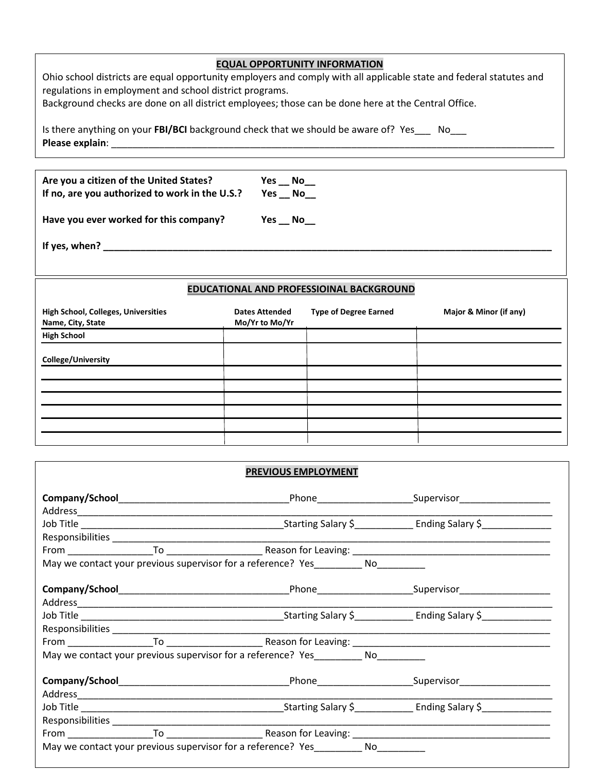## EQUAL OPPORTUNITY INFORMATION

Ohio school districts are equal opportunity employers and comply with all applicable state and federal statutes and regulations in employment and school district programs.
Background checks are done on all district employees; those can be done here at the Central Office.

Is there anything on your **FBI/BCI** background check that we should be aware of? Yes___ No___
**Please explain**: ____________________________________________________________________________________

**Are you a citizen of the United States?** **Yes __ No__**
**If no, are you authorized to work in the U.S.?** **Yes __ No__**

**Have you ever worked for this company?** **Yes __ No__**

**If yes, when? ____________________________________________________________________________________**

## EDUCATIONAL AND PROFESSIOINAL BACKGROUND

| High School, Colleges, Universities Name, City, State | Dates Attended Mo/Yr to Mo/Yr | Type of Degree Earned | Major & Minor (if any) |
|---|---|---|---|
| **High School** | | | |
| **College/University** | | | |
| | | | |
| | | | |
| | | | |
| | | | |
| | | | |

## PREVIOUS EMPLOYMENT

**Company/School**________________________________Phone_________________Supervisor_________________
Address_________________________________________________________________________________________
Job Title ______________________________________Starting Salary $___________ Ending Salary $_____________
Responsibilities _________________________________________________________________________________
From ________________To __________________ Reason for Leaving: _____________________________________
May we contact your previous supervisor for a reference? Yes_________ No_________

**Company/School**________________________________Phone_________________Supervisor_________________
Address_________________________________________________________________________________________
Job Title ______________________________________Starting Salary $___________ Ending Salary $_____________
Responsibilities _________________________________________________________________________________
From ________________To __________________ Reason for Leaving: _____________________________________
May we contact your previous supervisor for a reference? Yes_________ No_________

**Company/School**________________________________Phone_________________Supervisor_________________
Address_________________________________________________________________________________________
Job Title ______________________________________Starting Salary $___________ Ending Salary $_____________
Responsibilities _________________________________________________________________________________
From ________________To __________________ Reason for Leaving: _____________________________________
May we contact your previous supervisor for a reference? Yes_________ No_________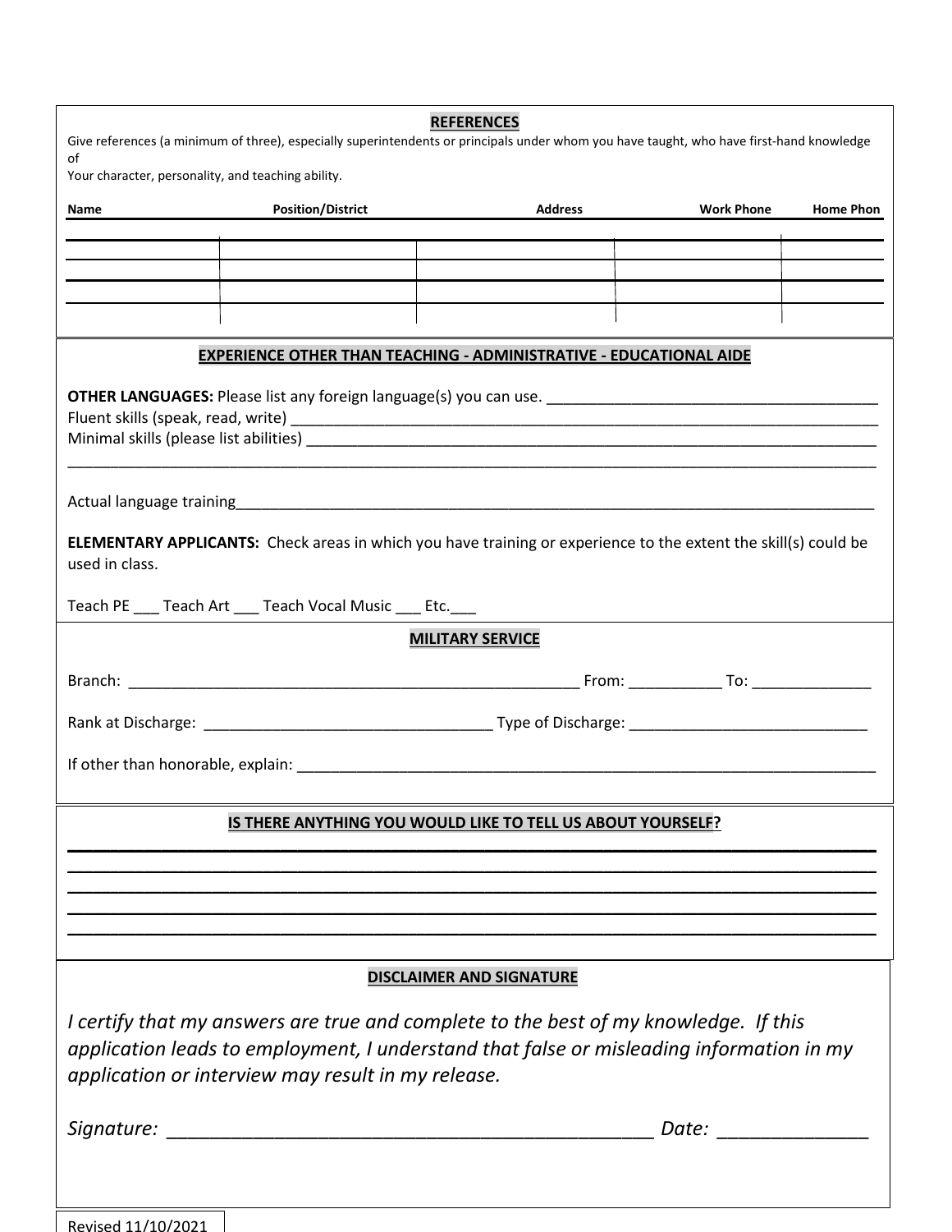## REFERENCES

Give references (a minimum of three), especially superintendents or principals under whom you have taught, who have first-hand knowledge of
Your character, personality, and teaching ability.

| Name | Position/District | Address | Work Phone | Home Phon |
|---|---|---|---|---|
| | | | | |
| | | | | |
| | | | | |

## EXPERIENCE OTHER THAN TEACHING - ADMINISTRATIVE - EDUCATIONAL AIDE

**OTHER LANGUAGES:** Please list any foreign language(s) you can use. ________________________________________
Fluent skills (speak, read, write) ________________________________________________________________________
Minimal skills (please list abilities) _____________________________________________________________________
____________________________________________________________________________________________________

Actual language training_____________________________________________________________________________

**ELEMENTARY APPLICANTS:** Check areas in which you have training or experience to the extent the skill(s) could be used in class.

Teach PE ___ Teach Art ___ Teach Vocal Music ___ Etc.___

## MILITARY SERVICE

Branch: ______________________________________________________ From: ___________ To: ______________

Rank at Discharge: __________________________________ Type of Discharge: ____________________________

If other than honorable, explain: _______________________________________________________________________

## IS THERE ANYTHING YOU WOULD LIKE TO TELL US ABOUT YOURSELF?

____________________________________________________________________________________________________
____________________________________________________________________________________________________
____________________________________________________________________________________________________
____________________________________________________________________________________________________
____________________________________________________________________________________________________

## DISCLAIMER AND SIGNATURE

*I certify that my answers are true and complete to the best of my knowledge. If this application leads to employment, I understand that false or misleading information in my application or interview may result in my release.*

*Signature:* _______________________________________________ *Date:* ______________

Revised 11/10/2021